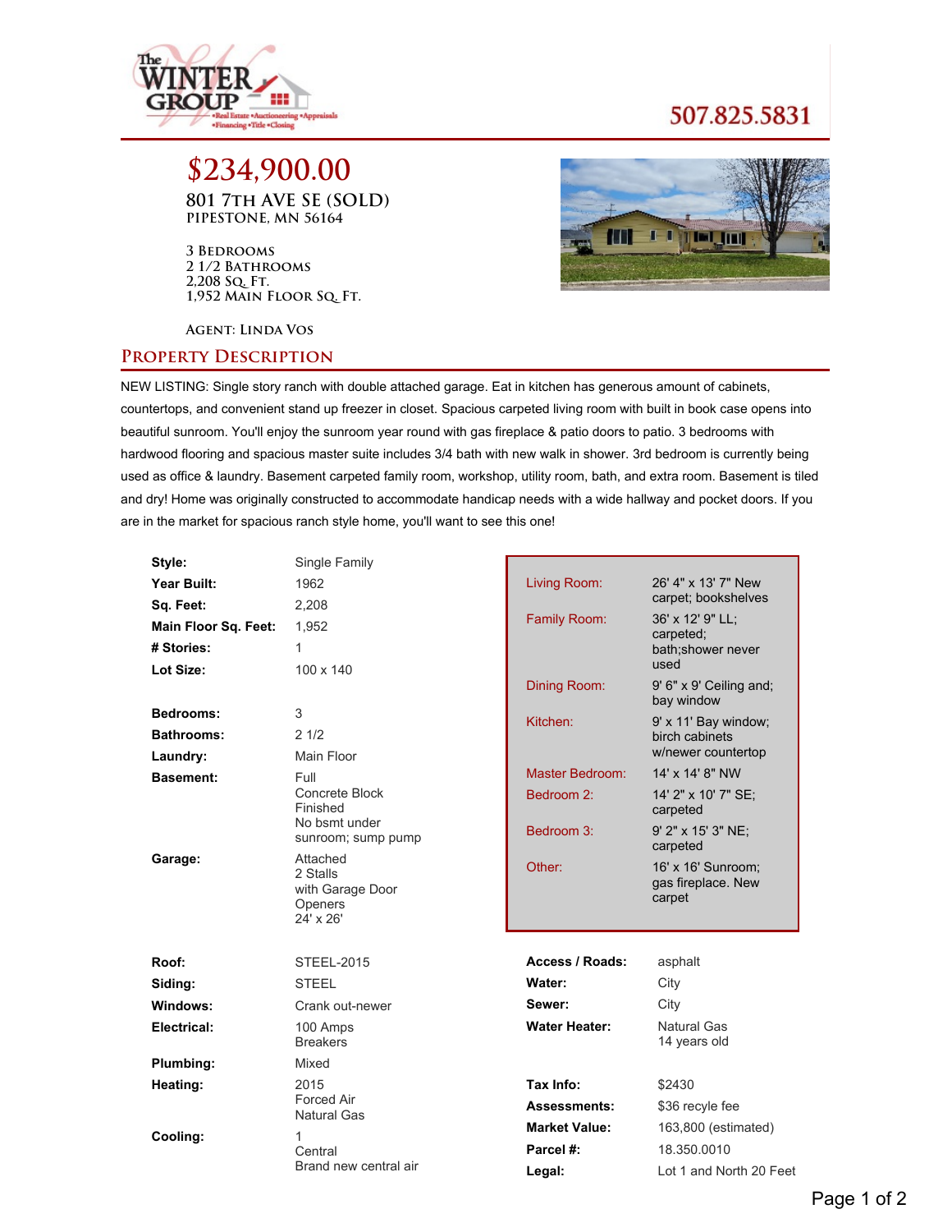The Winter Group — Real Estate • Auctioneering • Appraisals • Financing • Title • Closing

507.825.5831

# $234,900.00

## 801 7th Ave SE (SOLD)
**Pipestone, MN 56164**

3 Bedrooms
2 1/2 Bathrooms
2,208 Sq. Ft.
1,952 Main Floor Sq. Ft.

Agent: Linda Vos

## Property Description

NEW LISTING: Single story ranch with double attached garage. Eat in kitchen has generous amount of cabinets, countertops, and convenient stand up freezer in closet. Spacious carpeted living room with built in book case opens into beautiful sunroom. You'll enjoy the sunroom year round with gas fireplace & patio doors to patio. 3 bedrooms with hardwood flooring and spacious master suite includes 3/4 bath with new walk in shower. 3rd bedroom is currently being used as office & laundry. Basement carpeted family room, workshop, utility room, bath, and extra room. Basement is tiled and dry! Home was originally constructed to accommodate handicap needs with a wide hallway and pocket doors. If you are in the market for spacious ranch style home, you'll want to see this one!

| | |
|---|---|
| **Style:** | Single Family |
| **Year Built:** | 1962 |
| **Sq. Feet:** | 2,208 |
| **Main Floor Sq. Feet:** | 1,952 |
| **# Stories:** | 1 |
| **Lot Size:** | 100 x 140 |
| **Bedrooms:** | 3 |
| **Bathrooms:** | 2 1/2 |
| **Laundry:** | Main Floor |
| **Basement:** | Full, Concrete Block, Finished, No bsmt under sunroom; sump pump |
| **Garage:** | Attached, 2 Stalls, with Garage Door Openers, 24' x 26' |

| | |
|---|---|
| Living Room: | 26' 4" x 13' 7" New carpet; bookshelves |
| Family Room: | 36' x 12' 9" LL; carpeted; bath;shower never used |
| Dining Room: | 9' 6" x 9' Ceiling and; bay window |
| Kitchen: | 9' x 11' Bay window; birch cabinets w/newer countertop |
| Master Bedroom: | 14' x 14' 8" NW |
| Bedroom 2: | 14' 2" x 10' 7" SE; carpeted |
| Bedroom 3: | 9' 2" x 15' 3" NE; carpeted |
| Other: | 16' x 16' Sunroom; gas fireplace. New carpet |

| | |
|---|---|
| **Roof:** | STEEL-2015 |
| **Siding:** | STEEL |
| **Windows:** | Crank out-newer |
| **Electrical:** | 100 Amps, Breakers |
| **Plumbing:** | Mixed |
| **Heating:** | 2015, Forced Air, Natural Gas |
| **Cooling:** | 1, Central, Brand new central air |

| | |
|---|---|
| **Access / Roads:** | asphalt |
| **Water:** | City |
| **Sewer:** | City |
| **Water Heater:** | Natural Gas, 14 years old |
| **Tax Info:** | $2430 |
| **Assessments:** | $36 recyle fee |
| **Market Value:** | 163,800 (estimated) |
| **Parcel #:** | 18.350.0010 |
| **Legal:** | Lot 1 and North 20 Feet |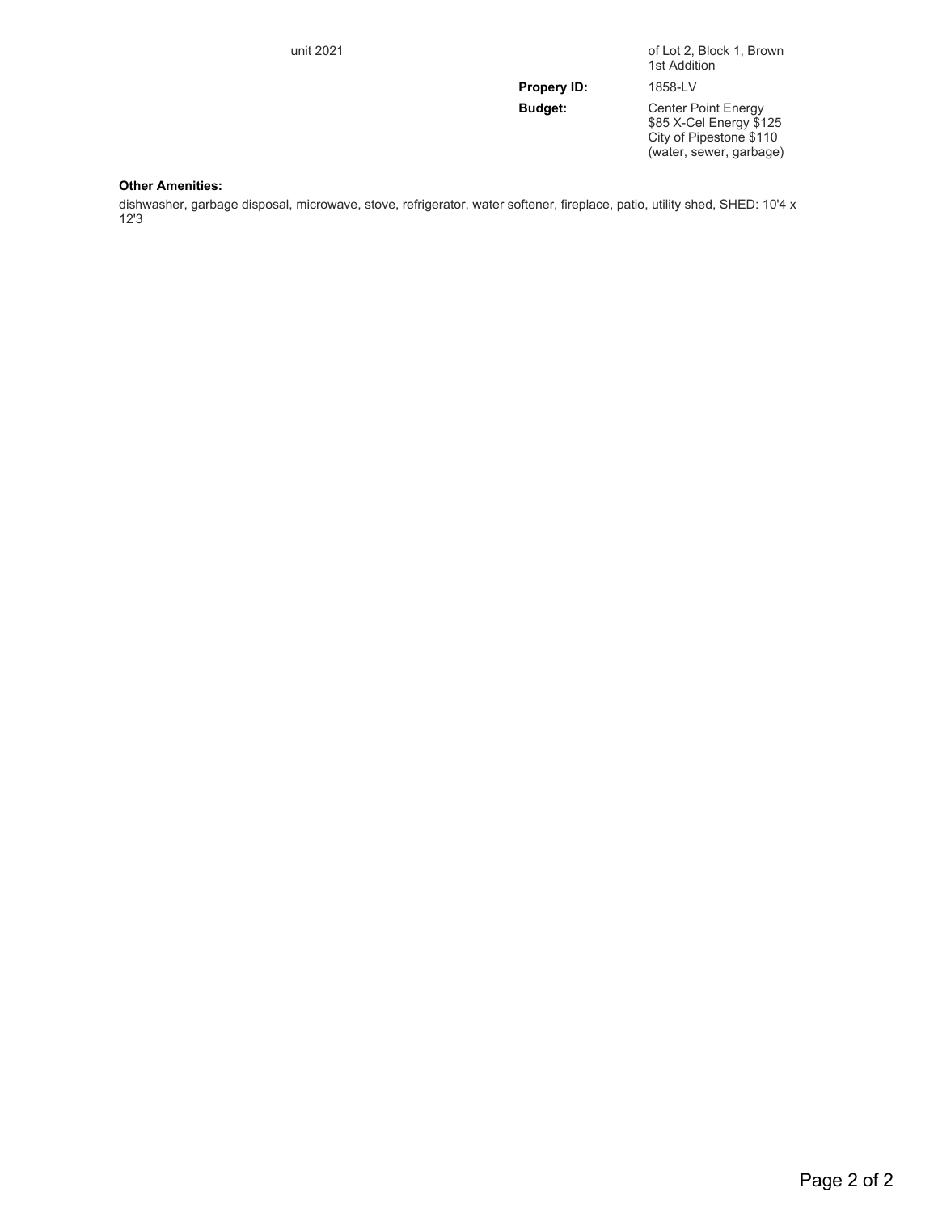unit 2021

of Lot 2, Block 1, Brown 1st Addition

**Propery ID:** 1858-LV

**Budget:** Center Point Energy $85 X-Cel Energy $125 City of Pipestone $110 (water, sewer, garbage)

**Other Amenities:**

dishwasher, garbage disposal, microwave, stove, refrigerator, water softener, fireplace, patio, utility shed, SHED: 10'4 x 12'3